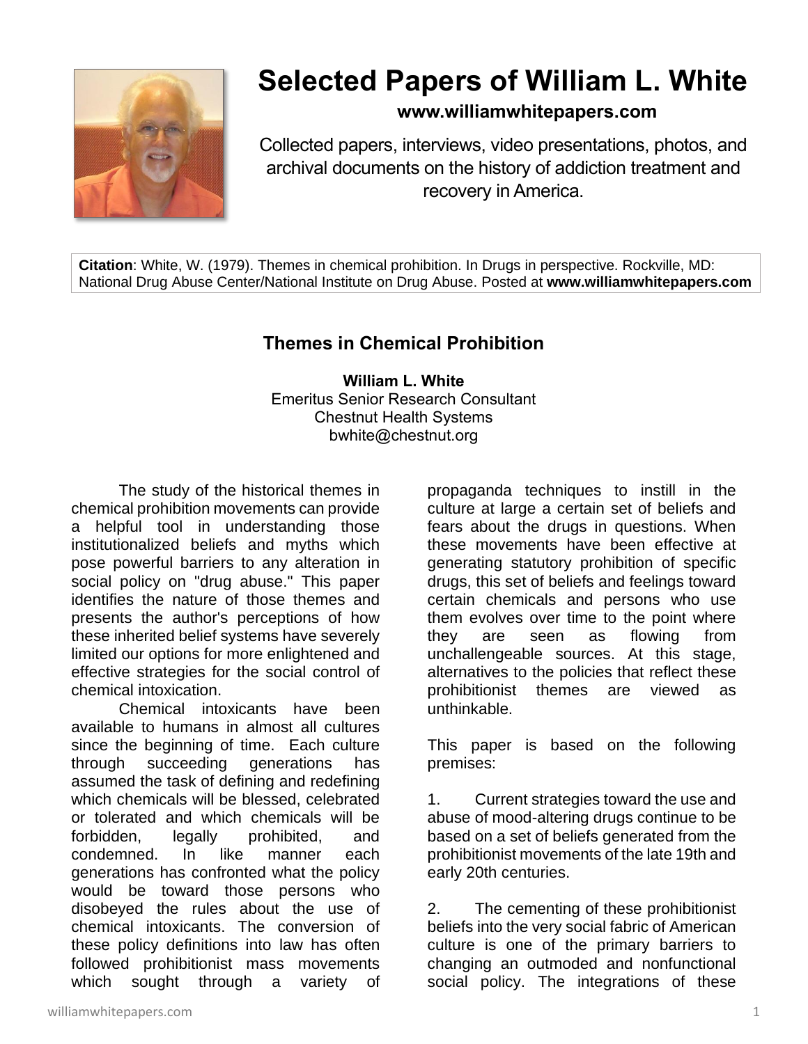# Selected Papers of William L. White

**www.williamwhitepapers.com**

Collected papers, interviews, video presentations, photos, and archival documents on the history of addiction treatment and recovery in America.

**Citation**: White, W. (1979). Themes in chemical prohibition. In Drugs in perspective. Rockville, MD: National Drug Abuse Center/National Institute on Drug Abuse. Posted at **www.williamwhitepapers.com**

## Themes in Chemical Prohibition

**William L. White**
Emeritus Senior Research Consultant
Chestnut Health Systems
bwhite@chestnut.org

The study of the historical themes in chemical prohibition movements can provide a helpful tool in understanding those institutionalized beliefs and myths which pose powerful barriers to any alteration in social policy on "drug abuse." This paper identifies the nature of those themes and presents the author's perceptions of how these inherited belief systems have severely limited our options for more enlightened and effective strategies for the social control of chemical intoxication.

Chemical intoxicants have been available to humans in almost all cultures since the beginning of time. Each culture through succeeding generations has assumed the task of defining and redefining which chemicals will be blessed, celebrated or tolerated and which chemicals will be forbidden, legally prohibited, and condemned. In like manner each generations has confronted what the policy would be toward those persons who disobeyed the rules about the use of chemical intoxicants. The conversion of these policy definitions into law has often followed prohibitionist mass movements which sought through a variety of propaganda techniques to instill in the culture at large a certain set of beliefs and fears about the drugs in questions. When these movements have been effective at generating statutory prohibition of specific drugs, this set of beliefs and feelings toward certain chemicals and persons who use them evolves over time to the point where they are seen as flowing from unchallengeable sources. At this stage, alternatives to the policies that reflect these prohibitionist themes are viewed as unthinkable.

This paper is based on the following premises:

1. Current strategies toward the use and abuse of mood-altering drugs continue to be based on a set of beliefs generated from the prohibitionist movements of the late 19th and early 20th centuries.

2. The cementing of these prohibitionist beliefs into the very social fabric of American culture is one of the primary barriers to changing an outmoded and nonfunctional social policy. The integrations of these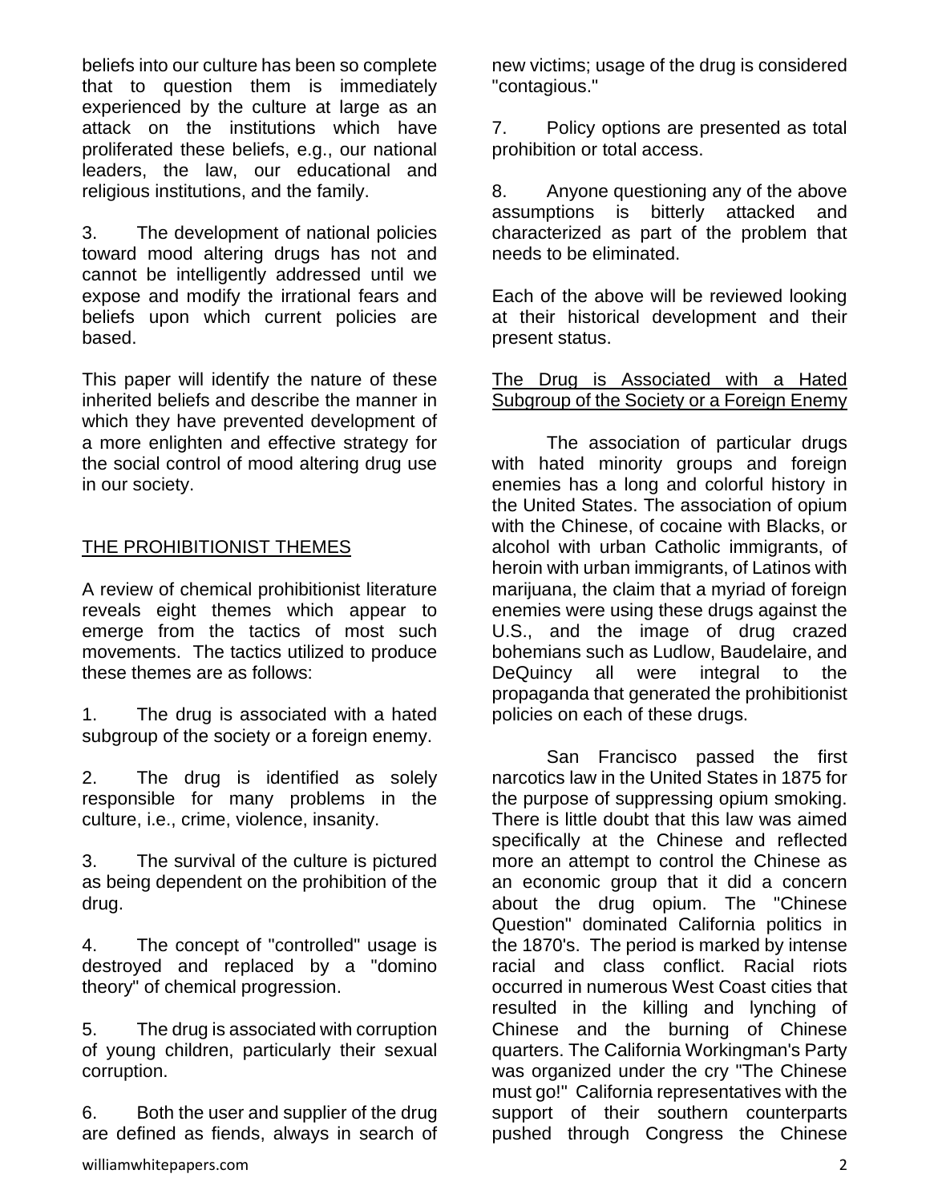beliefs into our culture has been so complete that to question them is immediately experienced by the culture at large as an attack on the institutions which have proliferated these beliefs, e.g., our national leaders, the law, our educational and religious institutions, and the family.

3. The development of national policies toward mood altering drugs has not and cannot be intelligently addressed until we expose and modify the irrational fears and beliefs upon which current policies are based.

This paper will identify the nature of these inherited beliefs and describe the manner in which they have prevented development of a more enlighten and effective strategy for the social control of mood altering drug use in our society.

## THE PROHIBITIONIST THEMES

A review of chemical prohibitionist literature reveals eight themes which appear to emerge from the tactics of most such movements. The tactics utilized to produce these themes are as follows:

1. The drug is associated with a hated subgroup of the society or a foreign enemy.

2. The drug is identified as solely responsible for many problems in the culture, i.e., crime, violence, insanity.

3. The survival of the culture is pictured as being dependent on the prohibition of the drug.

4. The concept of "controlled" usage is destroyed and replaced by a "domino theory" of chemical progression.

5. The drug is associated with corruption of young children, particularly their sexual corruption.

6. Both the user and supplier of the drug are defined as fiends, always in search of new victims; usage of the drug is considered "contagious."

7. Policy options are presented as total prohibition or total access.

8. Anyone questioning any of the above assumptions is bitterly attacked and characterized as part of the problem that needs to be eliminated.

Each of the above will be reviewed looking at their historical development and their present status.

### The Drug is Associated with a Hated Subgroup of the Society or a Foreign Enemy

The association of particular drugs with hated minority groups and foreign enemies has a long and colorful history in the United States. The association of opium with the Chinese, of cocaine with Blacks, or alcohol with urban Catholic immigrants, of heroin with urban immigrants, of Latinos with marijuana, the claim that a myriad of foreign enemies were using these drugs against the U.S., and the image of drug crazed bohemians such as Ludlow, Baudelaire, and DeQuincy all were integral to the propaganda that generated the prohibitionist policies on each of these drugs.

San Francisco passed the first narcotics law in the United States in 1875 for the purpose of suppressing opium smoking. There is little doubt that this law was aimed specifically at the Chinese and reflected more an attempt to control the Chinese as an economic group that it did a concern about the drug opium. The "Chinese Question" dominated California politics in the 1870's. The period is marked by intense racial and class conflict. Racial riots occurred in numerous West Coast cities that resulted in the killing and lynching of Chinese and the burning of Chinese quarters. The California Workingman's Party was organized under the cry "The Chinese must go!" California representatives with the support of their southern counterparts pushed through Congress the Chinese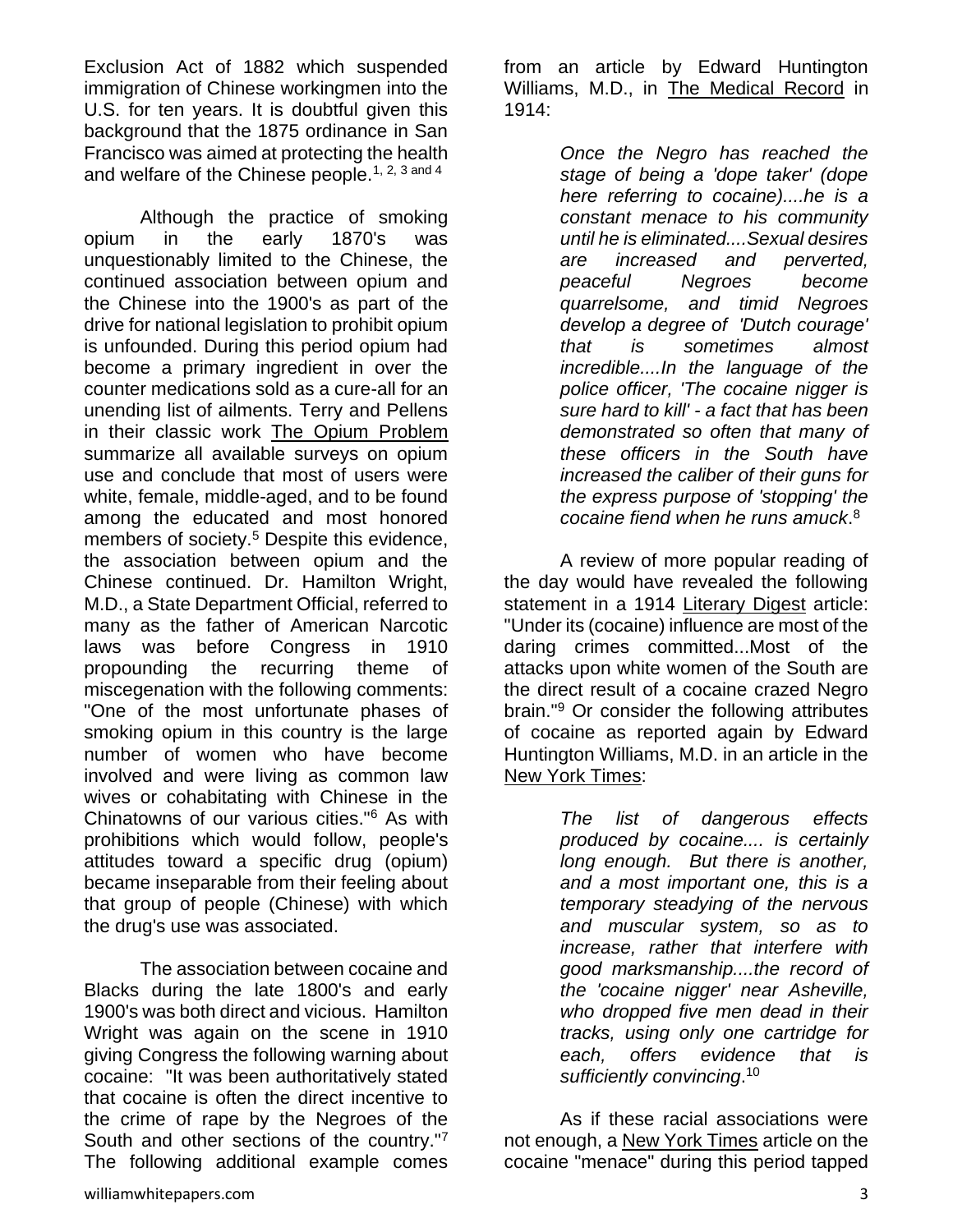Exclusion Act of 1882 which suspended immigration of Chinese workingmen into the U.S. for ten years. It is doubtful given this background that the 1875 ordinance in San Francisco was aimed at protecting the health and welfare of the Chinese people.[1, 2, 3 and 4]

Although the practice of smoking opium in the early 1870's was unquestionably limited to the Chinese, the continued association between opium and the Chinese into the 1900's as part of the drive for national legislation to prohibit opium is unfounded. During this period opium had become a primary ingredient in over the counter medications sold as a cure-all for an unending list of ailments. Terry and Pellens in their classic work The Opium Problem summarize all available surveys on opium use and conclude that most of users were white, female, middle-aged, and to be found among the educated and most honored members of society.[5] Despite this evidence, the association between opium and the Chinese continued. Dr. Hamilton Wright, M.D., a State Department Official, referred to many as the father of American Narcotic laws was before Congress in 1910 propounding the recurring theme of miscegenation with the following comments: "One of the most unfortunate phases of smoking opium in this country is the large number of women who have become involved and were living as common law wives or cohabitating with Chinese in the Chinatowns of our various cities."[6] As with prohibitions which would follow, people's attitudes toward a specific drug (opium) became inseparable from their feeling about that group of people (Chinese) with which the drug's use was associated.

The association between cocaine and Blacks during the late 1800's and early 1900's was both direct and vicious. Hamilton Wright was again on the scene in 1910 giving Congress the following warning about cocaine: "It was been authoritatively stated that cocaine is often the direct incentive to the crime of rape by the Negroes of the South and other sections of the country."[7] The following additional example comes from an article by Edward Huntington Williams, M.D., in The Medical Record in 1914:

> *Once the Negro has reached the stage of being a 'dope taker' (dope here referring to cocaine)....he is a constant menace to his community until he is eliminated....Sexual desires are increased and perverted, peaceful Negroes become quarrelsome, and timid Negroes develop a degree of 'Dutch courage' that is sometimes almost incredible....In the language of the police officer, 'The cocaine nigger is sure hard to kill' - a fact that has been demonstrated so often that many of these officers in the South have increased the caliber of their guns for the express purpose of 'stopping' the cocaine fiend when he runs amuck*.[8]

A review of more popular reading of the day would have revealed the following statement in a 1914 Literary Digest article: "Under its (cocaine) influence are most of the daring crimes committed...Most of the attacks upon white women of the South are the direct result of a cocaine crazed Negro brain."[9] Or consider the following attributes of cocaine as reported again by Edward Huntington Williams, M.D. in an article in the New York Times:

> *The list of dangerous effects produced by cocaine.... is certainly long enough. But there is another, and a most important one, this is a temporary steadying of the nervous and muscular system, so as to increase, rather that interfere with good marksmanship....the record of the 'cocaine nigger' near Asheville, who dropped five men dead in their tracks, using only one cartridge for each, offers evidence that is sufficiently convincing*.[10]

As if these racial associations were not enough, a New York Times article on the cocaine "menace" during this period tapped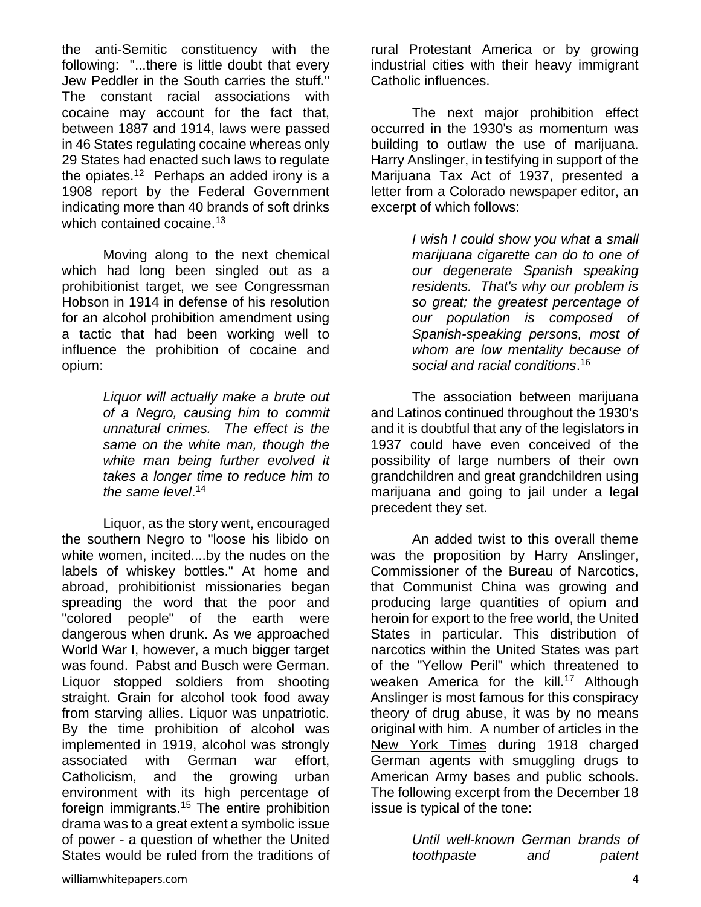the anti-Semitic constituency with the following: "...there is little doubt that every Jew Peddler in the South carries the stuff." The constant racial associations with cocaine may account for the fact that, between 1887 and 1914, laws were passed in 46 States regulating cocaine whereas only 29 States had enacted such laws to regulate the opiates.[12] Perhaps an added irony is a 1908 report by the Federal Government indicating more than 40 brands of soft drinks which contained cocaine.[13]

Moving along to the next chemical which had long been singled out as a prohibitionist target, we see Congressman Hobson in 1914 in defense of his resolution for an alcohol prohibition amendment using a tactic that had been working well to influence the prohibition of cocaine and opium:

> *Liquor will actually make a brute out of a Negro, causing him to commit unnatural crimes. The effect is the same on the white man, though the white man being further evolved it takes a longer time to reduce him to the same level*.[14]

Liquor, as the story went, encouraged the southern Negro to "loose his libido on white women, incited....by the nudes on the labels of whiskey bottles." At home and abroad, prohibitionist missionaries began spreading the word that the poor and "colored people" of the earth were dangerous when drunk. As we approached World War I, however, a much bigger target was found. Pabst and Busch were German. Liquor stopped soldiers from shooting straight. Grain for alcohol took food away from starving allies. Liquor was unpatriotic. By the time prohibition of alcohol was implemented in 1919, alcohol was strongly associated with German war effort, Catholicism, and the growing urban environment with its high percentage of foreign immigrants.[15] The entire prohibition drama was to a great extent a symbolic issue of power - a question of whether the United States would be ruled from the traditions of rural Protestant America or by growing industrial cities with their heavy immigrant Catholic influences.

The next major prohibition effect occurred in the 1930's as momentum was building to outlaw the use of marijuana. Harry Anslinger, in testifying in support of the Marijuana Tax Act of 1937, presented a letter from a Colorado newspaper editor, an excerpt of which follows:

> *I wish I could show you what a small marijuana cigarette can do to one of our degenerate Spanish speaking residents. That's why our problem is so great; the greatest percentage of our population is composed of Spanish-speaking persons, most of whom are low mentality because of social and racial conditions*.[16]

The association between marijuana and Latinos continued throughout the 1930's and it is doubtful that any of the legislators in 1937 could have even conceived of the possibility of large numbers of their own grandchildren and great grandchildren using marijuana and going to jail under a legal precedent they set.

An added twist to this overall theme was the proposition by Harry Anslinger, Commissioner of the Bureau of Narcotics, that Communist China was growing and producing large quantities of opium and heroin for export to the free world, the United States in particular. This distribution of narcotics within the United States was part of the "Yellow Peril" which threatened to weaken America for the kill.[17] Although Anslinger is most famous for this conspiracy theory of drug abuse, it was by no means original with him. A number of articles in the New York Times during 1918 charged German agents with smuggling drugs to American Army bases and public schools. The following excerpt from the December 18 issue is typical of the tone:

> *Until well-known German brands of toothpaste and patent*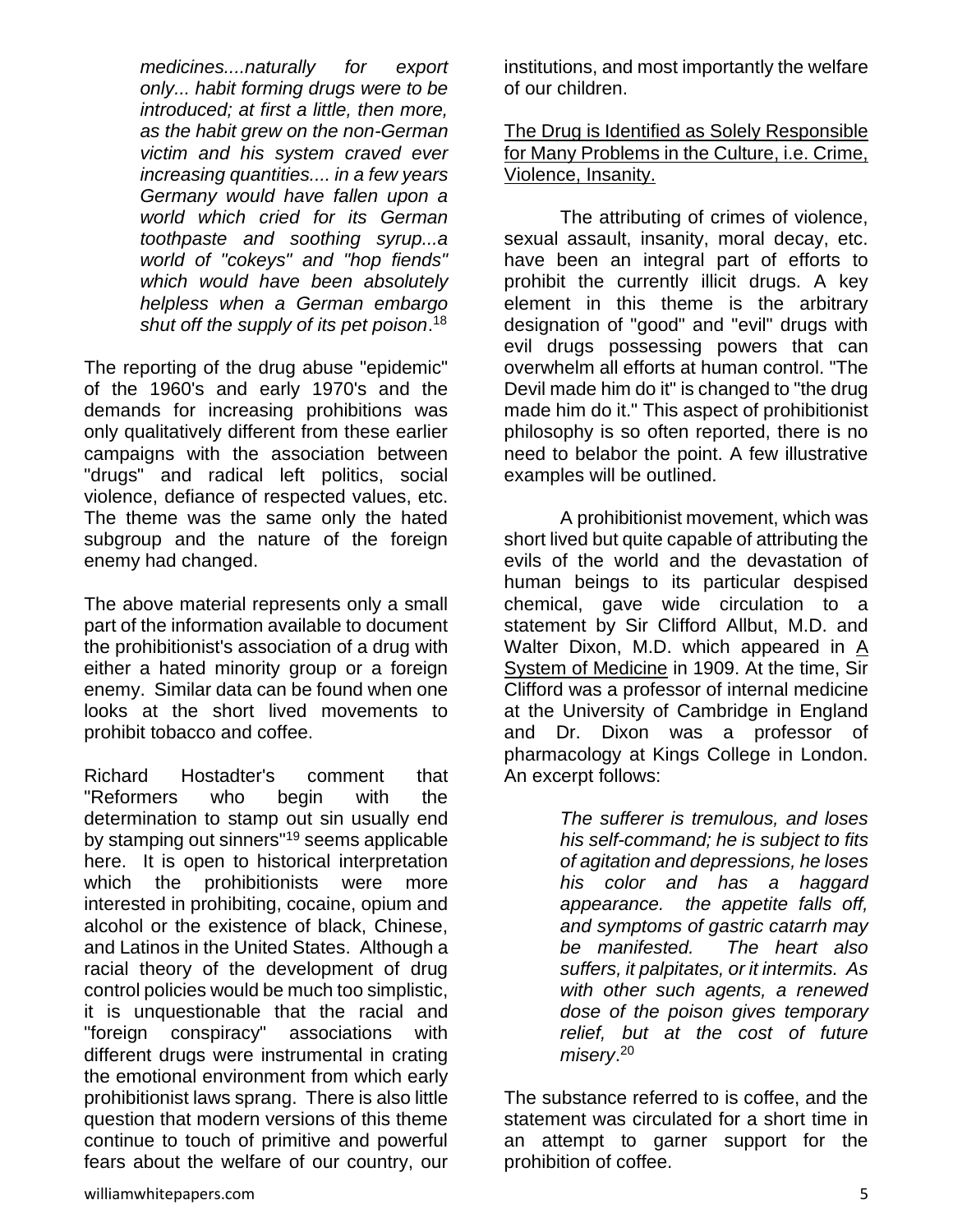*medicines....naturally for export only... habit forming drugs were to be introduced; at first a little, then more, as the habit grew on the non-German victim and his system craved ever increasing quantities.... in a few years Germany would have fallen upon a world which cried for its German toothpaste and soothing syrup...a world of "cokeys" and "hop fiends" which would have been absolutely helpless when a German embargo shut off the supply of its pet poison*.[18]

The reporting of the drug abuse "epidemic" of the 1960's and early 1970's and the demands for increasing prohibitions was only qualitatively different from these earlier campaigns with the association between "drugs" and radical left politics, social violence, defiance of respected values, etc. The theme was the same only the hated subgroup and the nature of the foreign enemy had changed.

The above material represents only a small part of the information available to document the prohibitionist's association of a drug with either a hated minority group or a foreign enemy. Similar data can be found when one looks at the short lived movements to prohibit tobacco and coffee.

Richard Hostadter's comment that "Reformers who begin with the determination to stamp out sin usually end by stamping out sinners"[19] seems applicable here. It is open to historical interpretation which the prohibitionists were more interested in prohibiting, cocaine, opium and alcohol or the existence of black, Chinese, and Latinos in the United States. Although a racial theory of the development of drug control policies would be much too simplistic, it is unquestionable that the racial and "foreign conspiracy" associations with different drugs were instrumental in crating the emotional environment from which early prohibitionist laws sprang. There is also little question that modern versions of this theme continue to touch of primitive and powerful fears about the welfare of our country, our institutions, and most importantly the welfare of our children.

<u>The Drug is Identified as Solely Responsible for Many Problems in the Culture, i.e. Crime, Violence, Insanity.</u>

The attributing of crimes of violence, sexual assault, insanity, moral decay, etc. have been an integral part of efforts to prohibit the currently illicit drugs. A key element in this theme is the arbitrary designation of "good" and "evil" drugs with evil drugs possessing powers that can overwhelm all efforts at human control. "The Devil made him do it" is changed to "the drug made him do it." This aspect of prohibitionist philosophy is so often reported, there is no need to belabor the point. A few illustrative examples will be outlined.

A prohibitionist movement, which was short lived but quite capable of attributing the evils of the world and the devastation of human beings to its particular despised chemical, gave wide circulation to a statement by Sir Clifford Allbut, M.D. and Walter Dixon, M.D. which appeared in <u>A System of Medicine</u> in 1909. At the time, Sir Clifford was a professor of internal medicine at the University of Cambridge in England and Dr. Dixon was a professor of pharmacology at Kings College in London. An excerpt follows:

*The sufferer is tremulous, and loses his self-command; he is subject to fits of agitation and depressions, he loses his color and has a haggard appearance. the appetite falls off, and symptoms of gastric catarrh may be manifested. The heart also suffers, it palpitates, or it intermits. As with other such agents, a renewed dose of the poison gives temporary relief, but at the cost of future misery*.[20]

The substance referred to is coffee, and the statement was circulated for a short time in an attempt to garner support for the prohibition of coffee.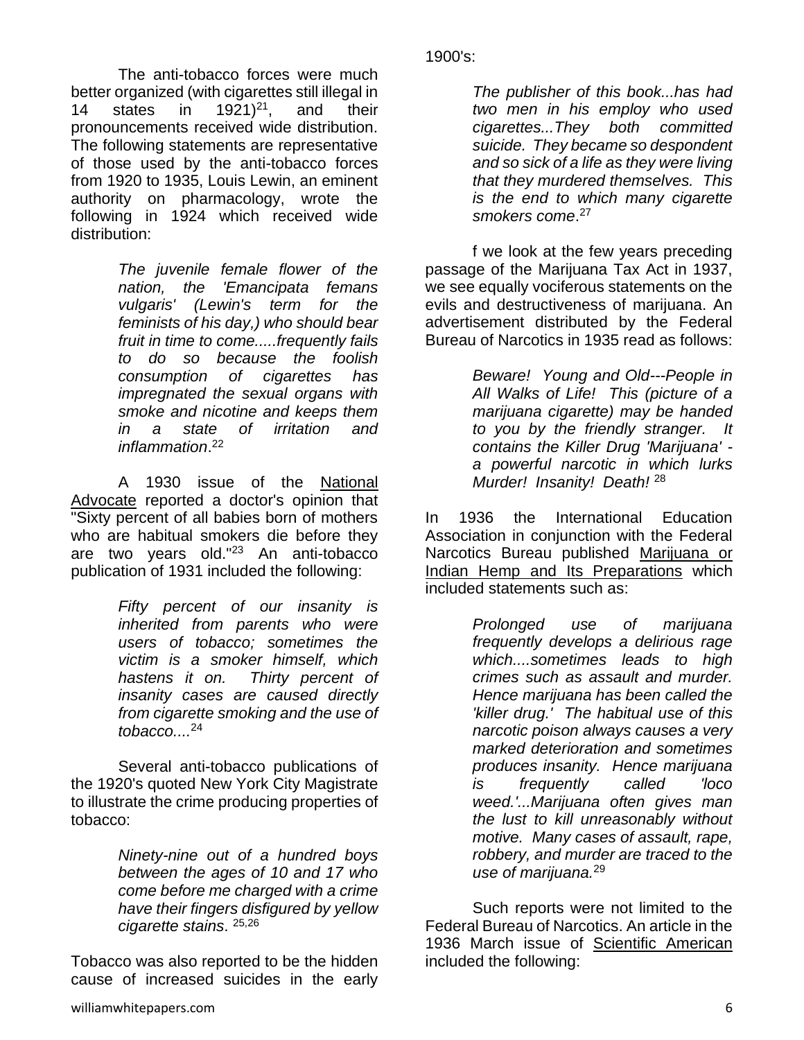The anti-tobacco forces were much better organized (with cigarettes still illegal in 14 states in 1921)[21], and their pronouncements received wide distribution. The following statements are representative of those used by the anti-tobacco forces from 1920 to 1935, Louis Lewin, an eminent authority on pharmacology, wrote the following in 1924 which received wide distribution:

> *The juvenile female flower of the nation, the 'Emancipata femans vulgaris' (Lewin's term for the feminists of his day,) who should bear fruit in time to come.....frequently fails to do so because the foolish consumption of cigarettes has impregnated the sexual organs with smoke and nicotine and keeps them in a state of irritation and inflammation*.[22]

A 1930 issue of the National Advocate reported a doctor's opinion that "Sixty percent of all babies born of mothers who are habitual smokers die before they are two years old."[23] An anti-tobacco publication of 1931 included the following:

> *Fifty percent of our insanity is inherited from parents who were users of tobacco; sometimes the victim is a smoker himself, which hastens it on. Thirty percent of insanity cases are caused directly from cigarette smoking and the use of tobacco....*[24]

Several anti-tobacco publications of the 1920's quoted New York City Magistrate to illustrate the crime producing properties of tobacco:

> *Ninety-nine out of a hundred boys between the ages of 10 and 17 who come before me charged with a crime have their fingers disfigured by yellow cigarette stains*. [25,26]

Tobacco was also reported to be the hidden cause of increased suicides in the early 1900's:

> *The publisher of this book...has had two men in his employ who used cigarettes...They both committed suicide. They became so despondent and so sick of a life as they were living that they murdered themselves. This is the end to which many cigarette smokers come*.[27]

f we look at the few years preceding passage of the Marijuana Tax Act in 1937, we see equally vociferous statements on the evils and destructiveness of marijuana. An advertisement distributed by the Federal Bureau of Narcotics in 1935 read as follows:

> *Beware! Young and Old---People in All Walks of Life! This (picture of a marijuana cigarette) may be handed to you by the friendly stranger. It contains the Killer Drug 'Marijuana' - a powerful narcotic in which lurks Murder! Insanity! Death!* [28]

In 1936 the International Education Association in conjunction with the Federal Narcotics Bureau published Marijuana or Indian Hemp and Its Preparations which included statements such as:

> *Prolonged use of marijuana frequently develops a delirious rage which....sometimes leads to high crimes such as assault and murder. Hence marijuana has been called the 'killer drug.' The habitual use of this narcotic poison always causes a very marked deterioration and sometimes produces insanity. Hence marijuana is frequently called 'loco weed.'...Marijuana often gives man the lust to kill unreasonably without motive. Many cases of assault, rape, robbery, and murder are traced to the use of marijuana.*[29]

Such reports were not limited to the Federal Bureau of Narcotics. An article in the 1936 March issue of Scientific American included the following: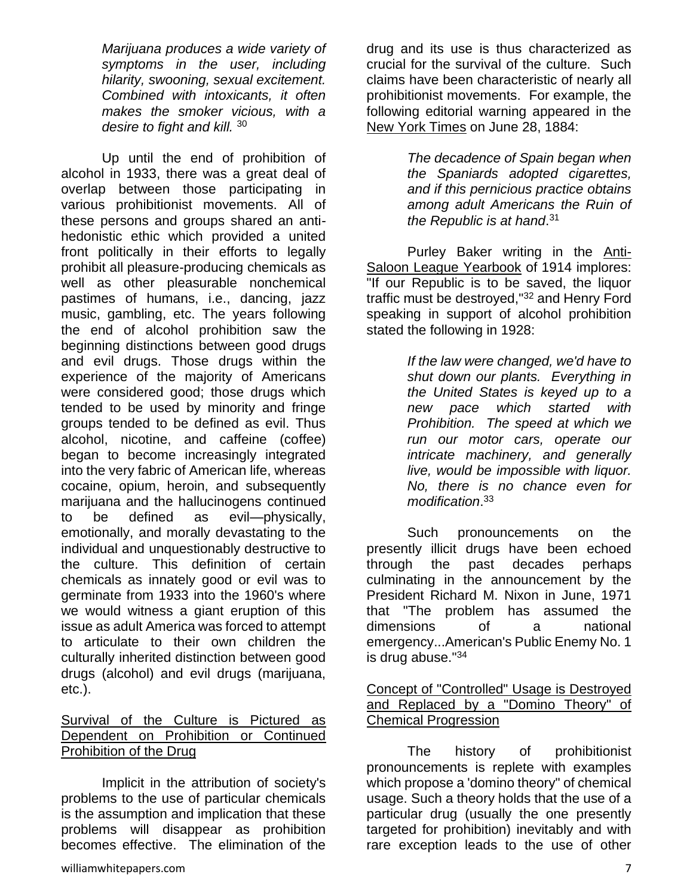> *Marijuana produces a wide variety of symptoms in the user, including hilarity, swooning, sexual excitement. Combined with intoxicants, it often makes the smoker vicious, with a desire to fight and kill.*[30]

Up until the end of prohibition of alcohol in 1933, there was a great deal of overlap between those participating in various prohibitionist movements. All of these persons and groups shared an anti-hedonistic ethic which provided a united front politically in their efforts to legally prohibit all pleasure-producing chemicals as well as other pleasurable nonchemical pastimes of humans, i.e., dancing, jazz music, gambling, etc. The years following the end of alcohol prohibition saw the beginning distinctions between good drugs and evil drugs. Those drugs within the experience of the majority of Americans were considered good; those drugs which tended to be used by minority and fringe groups tended to be defined as evil. Thus alcohol, nicotine, and caffeine (coffee) began to become increasingly integrated into the very fabric of American life, whereas cocaine, opium, heroin, and subsequently marijuana and the hallucinogens continued to be defined as evil—physically, emotionally, and morally devastating to the individual and unquestionably destructive to the culture. This definition of certain chemicals as innately good or evil was to germinate from 1933 into the 1960's where we would witness a giant eruption of this issue as adult America was forced to attempt to articulate to their own children the culturally inherited distinction between good drugs (alcohol) and evil drugs (marijuana, etc.).

<u>Survival of the Culture is Pictured as Dependent on Prohibition or Continued Prohibition of the Drug</u>

Implicit in the attribution of society's problems to the use of particular chemicals is the assumption and implication that these problems will disappear as prohibition becomes effective. The elimination of the drug and its use is thus characterized as crucial for the survival of the culture. Such claims have been characteristic of nearly all prohibitionist movements. For example, the following editorial warning appeared in the <u>New York Times</u> on June 28, 1884:

> *The decadence of Spain began when the Spaniards adopted cigarettes, and if this pernicious practice obtains among adult Americans the Ruin of the Republic is at hand*.[31]

Purley Baker writing in the <u>Anti-Saloon League Yearbook</u> of 1914 implores: "If our Republic is to be saved, the liquor traffic must be destroyed,"[32] and Henry Ford speaking in support of alcohol prohibition stated the following in 1928:

> *If the law were changed, we'd have to shut down our plants. Everything in the United States is keyed up to a new pace which started with Prohibition. The speed at which we run our motor cars, operate our intricate machinery, and generally live, would be impossible with liquor. No, there is no chance even for modification*.[33]

Such pronouncements on the presently illicit drugs have been echoed through the past decades perhaps culminating in the announcement by the President Richard M. Nixon in June, 1971 that "The problem has assumed the dimensions of a national emergency...American's Public Enemy No. 1 is drug abuse."[34]

<u>Concept of "Controlled" Usage is Destroyed and Replaced by a "Domino Theory" of Chemical Progression</u>

The history of prohibitionist pronouncements is replete with examples which propose a 'domino theory" of chemical usage. Such a theory holds that the use of a particular drug (usually the one presently targeted for prohibition) inevitably and with rare exception leads to the use of other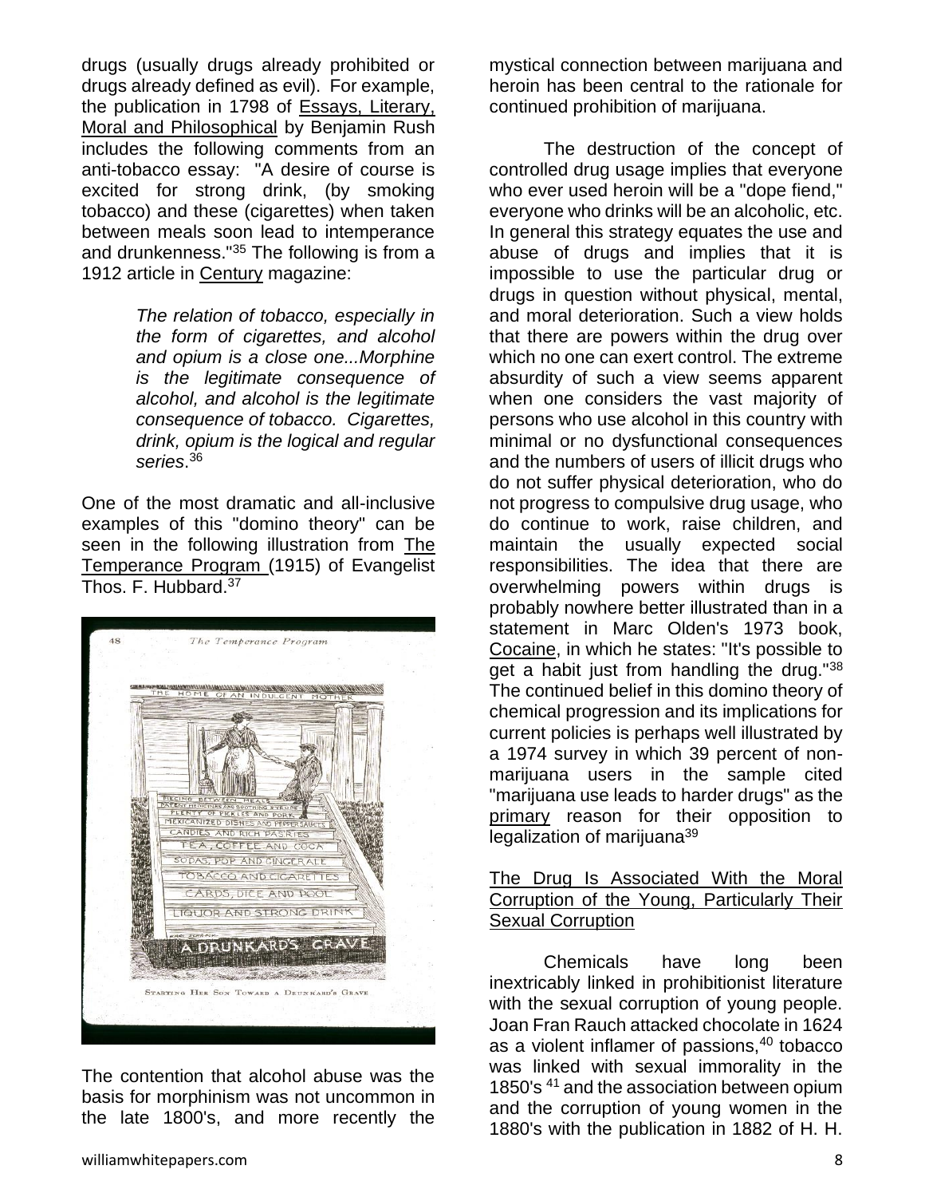drugs (usually drugs already prohibited or drugs already defined as evil). For example, the publication in 1798 of Essays, Literary, Moral and Philosophical by Benjamin Rush includes the following comments from an anti-tobacco essay: "A desire of course is excited for strong drink, (by smoking tobacco) and these (cigarettes) when taken between meals soon lead to intemperance and drunkenness."[35] The following is from a 1912 article in Century magazine:

> *The relation of tobacco, especially in the form of cigarettes, and alcohol and opium is a close one...Morphine is the legitimate consequence of alcohol, and alcohol is the legitimate consequence of tobacco. Cigarettes, drink, opium is the logical and regular series*.[36]

One of the most dramatic and all-inclusive examples of this "domino theory" can be seen in the following illustration from The Temperance Program (1915) of Evangelist Thos. F. Hubbard.[37]

The contention that alcohol abuse was the basis for morphinism was not uncommon in the late 1800's, and more recently the mystical connection between marijuana and heroin has been central to the rationale for continued prohibition of marijuana.

The destruction of the concept of controlled drug usage implies that everyone who ever used heroin will be a "dope fiend," everyone who drinks will be an alcoholic, etc. In general this strategy equates the use and abuse of drugs and implies that it is impossible to use the particular drug or drugs in question without physical, mental, and moral deterioration. Such a view holds that there are powers within the drug over which no one can exert control. The extreme absurdity of such a view seems apparent when one considers the vast majority of persons who use alcohol in this country with minimal or no dysfunctional consequences and the numbers of users of illicit drugs who do not suffer physical deterioration, who do not progress to compulsive drug usage, who do continue to work, raise children, and maintain the usually expected social responsibilities. The idea that there are overwhelming powers within drugs is probably nowhere better illustrated than in a statement in Marc Olden's 1973 book, Cocaine, in which he states: "It's possible to get a habit just from handling the drug."[38] The continued belief in this domino theory of chemical progression and its implications for current policies is perhaps well illustrated by a 1974 survey in which 39 percent of non-marijuana users in the sample cited "marijuana use leads to harder drugs" as the primary reason for their opposition to legalization of marijuana[39]

## The Drug Is Associated With the Moral Corruption of the Young, Particularly Their Sexual Corruption

Chemicals have long been inextricably linked in prohibitionist literature with the sexual corruption of young people. Joan Fran Rauch attacked chocolate in 1624 as a violent inflamer of passions,[40] tobacco was linked with sexual immorality in the 1850's [41] and the association between opium and the corruption of young women in the 1880's with the publication in 1882 of H. H.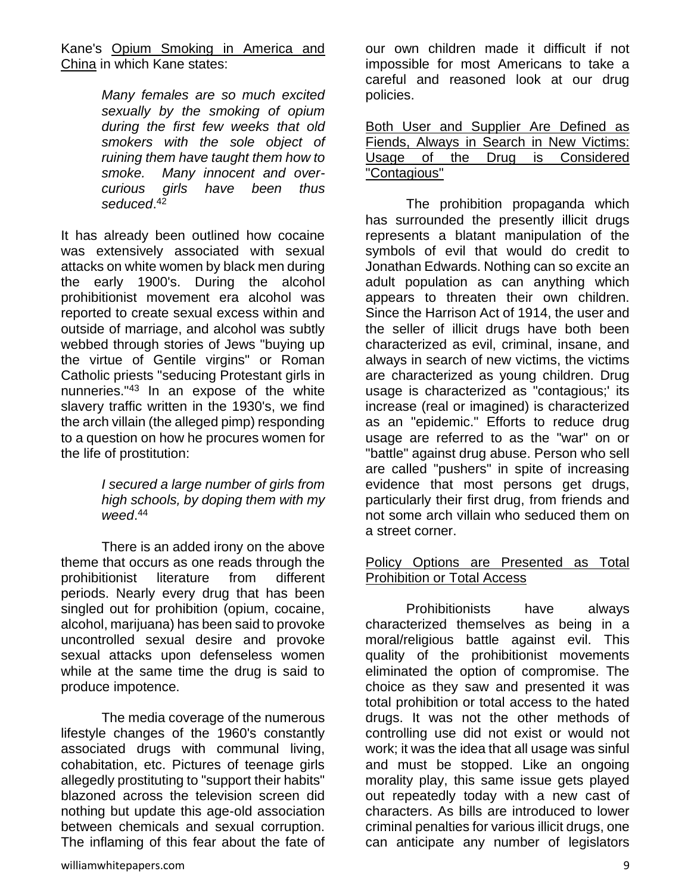Kane's Opium Smoking in America and China in which Kane states:

> *Many females are so much excited sexually by the smoking of opium during the first few weeks that old smokers with the sole object of ruining them have taught them how to smoke. Many innocent and over-curious girls have been thus seduced*.[42]

It has already been outlined how cocaine was extensively associated with sexual attacks on white women by black men during the early 1900's. During the alcohol prohibitionist movement era alcohol was reported to create sexual excess within and outside of marriage, and alcohol was subtly webbed through stories of Jews "buying up the virtue of Gentile virgins" or Roman Catholic priests "seducing Protestant girls in nunneries."[43] In an expose of the white slavery traffic written in the 1930's, we find the arch villain (the alleged pimp) responding to a question on how he procures women for the life of prostitution:

> *I secured a large number of girls from high schools, by doping them with my weed*.[44]

There is an added irony on the above theme that occurs as one reads through the prohibitionist literature from different periods. Nearly every drug that has been singled out for prohibition (opium, cocaine, alcohol, marijuana) has been said to provoke uncontrolled sexual desire and provoke sexual attacks upon defenseless women while at the same time the drug is said to produce impotence.

The media coverage of the numerous lifestyle changes of the 1960's constantly associated drugs with communal living, cohabitation, etc. Pictures of teenage girls allegedly prostituting to "support their habits" blazoned across the television screen did nothing but update this age-old association between chemicals and sexual corruption. The inflaming of this fear about the fate of our own children made it difficult if not impossible for most Americans to take a careful and reasoned look at our drug policies.

Both User and Supplier Are Defined as Fiends, Always in Search in New Victims: Usage of the Drug is Considered "Contagious"

The prohibition propaganda which has surrounded the presently illicit drugs represents a blatant manipulation of the symbols of evil that would do credit to Jonathan Edwards. Nothing can so excite an adult population as can anything which appears to threaten their own children. Since the Harrison Act of 1914, the user and the seller of illicit drugs have both been characterized as evil, criminal, insane, and always in search of new victims, the victims are characterized as young children. Drug usage is characterized as "contagious;' its increase (real or imagined) is characterized as an "epidemic." Efforts to reduce drug usage are referred to as the "war" on or "battle" against drug abuse. Person who sell are called "pushers" in spite of increasing evidence that most persons get drugs, particularly their first drug, from friends and not some arch villain who seduced them on a street corner.

Policy Options are Presented as Total Prohibition or Total Access

Prohibitionists have always characterized themselves as being in a moral/religious battle against evil. This quality of the prohibitionist movements eliminated the option of compromise. The choice as they saw and presented it was total prohibition or total access to the hated drugs. It was not the other methods of controlling use did not exist or would not work; it was the idea that all usage was sinful and must be stopped. Like an ongoing morality play, this same issue gets played out repeatedly today with a new cast of characters. As bills are introduced to lower criminal penalties for various illicit drugs, one can anticipate any number of legislators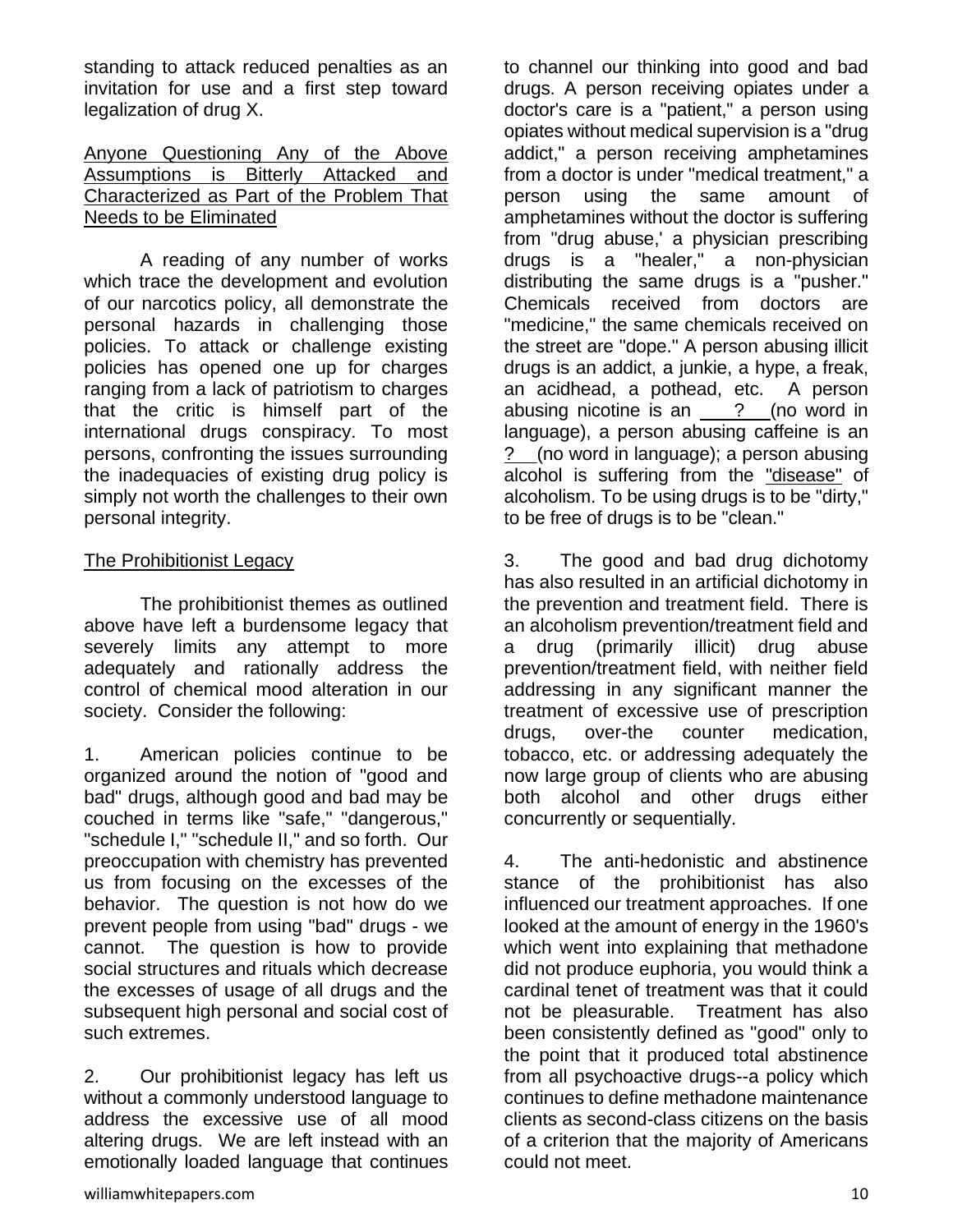standing to attack reduced penalties as an invitation for use and a first step toward legalization of drug X.

Anyone Questioning Any of the Above Assumptions is Bitterly Attacked and Characterized as Part of the Problem That Needs to be Eliminated

A reading of any number of works which trace the development and evolution of our narcotics policy, all demonstrate the personal hazards in challenging those policies. To attack or challenge existing policies has opened one up for charges ranging from a lack of patriotism to charges that the critic is himself part of the international drugs conspiracy. To most persons, confronting the issues surrounding the inadequacies of existing drug policy is simply not worth the challenges to their own personal integrity.

The Prohibitionist Legacy

The prohibitionist themes as outlined above have left a burdensome legacy that severely limits any attempt to more adequately and rationally address the control of chemical mood alteration in our society. Consider the following:

1. American policies continue to be organized around the notion of "good and bad" drugs, although good and bad may be couched in terms like "safe," "dangerous," "schedule I," "schedule II," and so forth. Our preoccupation with chemistry has prevented us from focusing on the excesses of the behavior. The question is not how do we prevent people from using "bad" drugs - we cannot. The question is how to provide social structures and rituals which decrease the excesses of usage of all drugs and the subsequent high personal and social cost of such extremes.

2. Our prohibitionist legacy has left us without a commonly understood language to address the excessive use of all mood altering drugs. We are left instead with an emotionally loaded language that continues to channel our thinking into good and bad drugs. A person receiving opiates under a doctor's care is a "patient," a person using opiates without medical supervision is a "drug addict," a person receiving amphetamines from a doctor is under "medical treatment," a person using the same amount of amphetamines without the doctor is suffering from "drug abuse,' a physician prescribing drugs is a "healer," a non-physician distributing the same drugs is a "pusher." Chemicals received from doctors are "medicine," the same chemicals received on the street are "dope." A person abusing illicit drugs is an addict, a junkie, a hype, a freak, an acidhead, a pothead, etc. A person abusing nicotine is an ___?___ (no word in language), a person abusing caffeine is an ?__ (no word in language); a person abusing alcohol is suffering from the "disease" of alcoholism. To be using drugs is to be "dirty," to be free of drugs is to be "clean."

3. The good and bad drug dichotomy has also resulted in an artificial dichotomy in the prevention and treatment field. There is an alcoholism prevention/treatment field and a drug (primarily illicit) drug abuse prevention/treatment field, with neither field addressing in any significant manner the treatment of excessive use of prescription drugs, over-the counter medication, tobacco, etc. or addressing adequately the now large group of clients who are abusing both alcohol and other drugs either concurrently or sequentially.

4. The anti-hedonistic and abstinence stance of the prohibitionist has also influenced our treatment approaches. If one looked at the amount of energy in the 1960's which went into explaining that methadone did not produce euphoria, you would think a cardinal tenet of treatment was that it could not be pleasurable. Treatment has also been consistently defined as "good" only to the point that it produced total abstinence from all psychoactive drugs--a policy which continues to define methadone maintenance clients as second-class citizens on the basis of a criterion that the majority of Americans could not meet.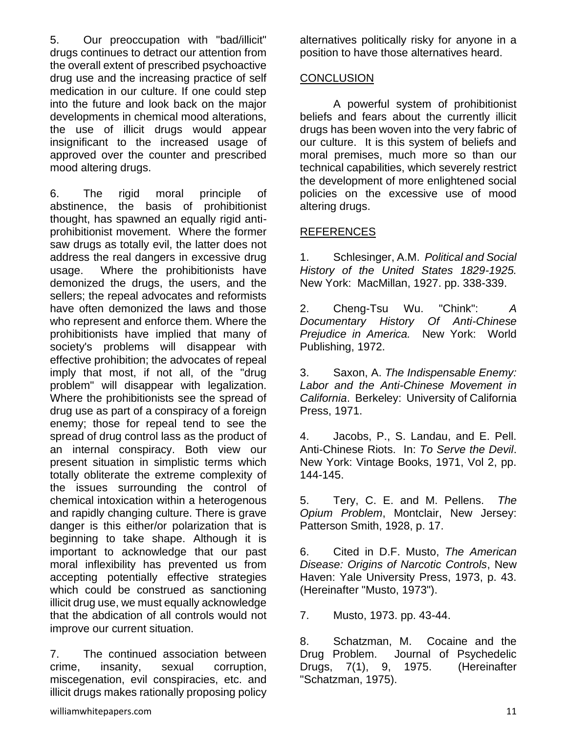5. Our preoccupation with "bad/illicit" drugs continues to detract our attention from the overall extent of prescribed psychoactive drug use and the increasing practice of self medication in our culture. If one could step into the future and look back on the major developments in chemical mood alterations, the use of illicit drugs would appear insignificant to the increased usage of approved over the counter and prescribed mood altering drugs.

6. The rigid moral principle of abstinence, the basis of prohibitionist thought, has spawned an equally rigid anti-prohibitionist movement. Where the former saw drugs as totally evil, the latter does not address the real dangers in excessive drug usage. Where the prohibitionists have demonized the drugs, the users, and the sellers; the repeal advocates and reformists have often demonized the laws and those who represent and enforce them. Where the prohibitionists have implied that many of society's problems will disappear with effective prohibition; the advocates of repeal imply that most, if not all, of the "drug problem" will disappear with legalization. Where the prohibitionists see the spread of drug use as part of a conspiracy of a foreign enemy; those for repeal tend to see the spread of drug control lass as the product of an internal conspiracy. Both view our present situation in simplistic terms which totally obliterate the extreme complexity of the issues surrounding the control of chemical intoxication within a heterogenous and rapidly changing culture. There is grave danger is this either/or polarization that is beginning to take shape. Although it is important to acknowledge that our past moral inflexibility has prevented us from accepting potentially effective strategies which could be construed as sanctioning illicit drug use, we must equally acknowledge that the abdication of all controls would not improve our current situation.

7. The continued association between crime, insanity, sexual corruption, miscegenation, evil conspiracies, etc. and illicit drugs makes rationally proposing policy alternatives politically risky for anyone in a position to have those alternatives heard.

## CONCLUSION

A powerful system of prohibitionist beliefs and fears about the currently illicit drugs has been woven into the very fabric of our culture. It is this system of beliefs and moral premises, much more so than our technical capabilities, which severely restrict the development of more enlightened social policies on the excessive use of mood altering drugs.

## REFERENCES

1. Schlesinger, A.M. *Political and Social History of the United States 1829-1925.* New York: MacMillan, 1927. pp. 338-339.

2. Cheng-Tsu Wu. "Chink": *A Documentary History Of Anti-Chinese Prejudice in America.* New York: World Publishing, 1972.

3. Saxon, A. *The Indispensable Enemy: Labor and the Anti-Chinese Movement in California*. Berkeley: University of California Press, 1971.

4. Jacobs, P., S. Landau, and E. Pell. Anti-Chinese Riots. In: *To Serve the Devil*. New York: Vintage Books, 1971, Vol 2, pp. 144-145.

5. Tery, C. E. and M. Pellens. *The Opium Problem*, Montclair, New Jersey: Patterson Smith, 1928, p. 17.

6. Cited in D.F. Musto, *The American Disease: Origins of Narcotic Controls*, New Haven: Yale University Press, 1973, p. 43. (Hereinafter "Musto, 1973").

7. Musto, 1973. pp. 43-44.

8. Schatzman, M. Cocaine and the Drug Problem. Journal of Psychedelic Drugs, 7(1), 9, 1975. (Hereinafter "Schatzman, 1975).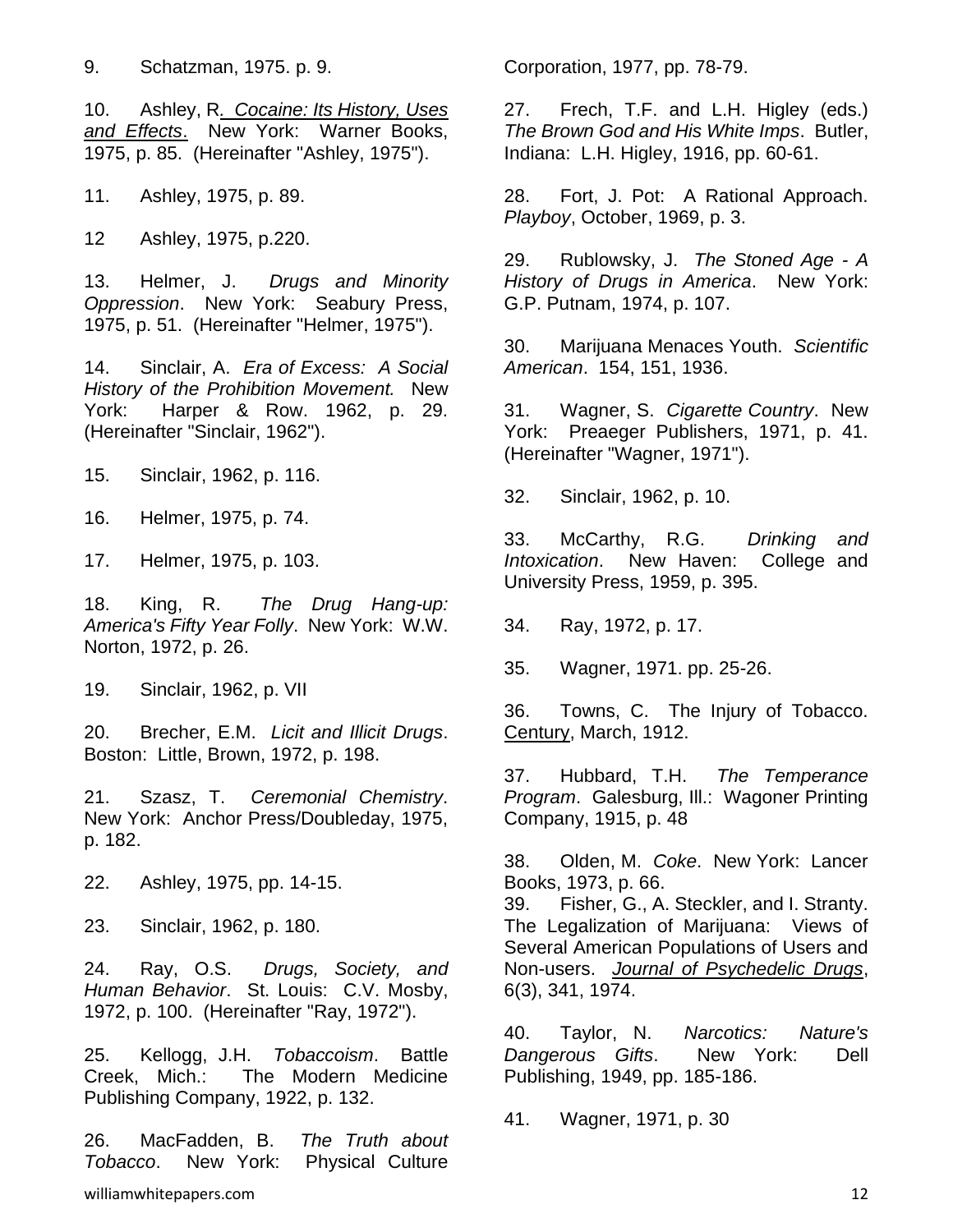9. Schatzman, 1975. p. 9.

10. Ashley, R. *Cocaine: Its History, Uses and Effects*. New York: Warner Books, 1975, p. 85. (Hereinafter "Ashley, 1975").

11. Ashley, 1975, p. 89.

12 Ashley, 1975, p.220.

13. Helmer, J. *Drugs and Minority Oppression*. New York: Seabury Press, 1975, p. 51. (Hereinafter "Helmer, 1975").

14. Sinclair, A. *Era of Excess: A Social History of the Prohibition Movement.* New York: Harper & Row. 1962, p. 29. (Hereinafter "Sinclair, 1962").

15. Sinclair, 1962, p. 116.

16. Helmer, 1975, p. 74.

17. Helmer, 1975, p. 103.

18. King, R. *The Drug Hang-up: America's Fifty Year Folly*. New York: W.W. Norton, 1972, p. 26.

19. Sinclair, 1962, p. VII

20. Brecher, E.M. *Licit and Illicit Drugs*. Boston: Little, Brown, 1972, p. 198.

21. Szasz, T. *Ceremonial Chemistry*. New York: Anchor Press/Doubleday, 1975, p. 182.

22. Ashley, 1975, pp. 14-15.

23. Sinclair, 1962, p. 180.

24. Ray, O.S. *Drugs, Society, and Human Behavior*. St. Louis: C.V. Mosby, 1972, p. 100. (Hereinafter "Ray, 1972").

25. Kellogg, J.H. *Tobaccoism*. Battle Creek, Mich.: The Modern Medicine Publishing Company, 1922, p. 132.

26. MacFadden, B. *The Truth about Tobacco*. New York: Physical Culture Corporation, 1977, pp. 78-79.

27. Frech, T.F. and L.H. Higley (eds.) *The Brown God and His White Imps*. Butler, Indiana: L.H. Higley, 1916, pp. 60-61.

28. Fort, J. Pot: A Rational Approach. *Playboy*, October, 1969, p. 3.

29. Rublowsky, J. *The Stoned Age - A History of Drugs in America*. New York: G.P. Putnam, 1974, p. 107.

30. Marijuana Menaces Youth. *Scientific American*. 154, 151, 1936.

31. Wagner, S. *Cigarette Country*. New York: Preaeger Publishers, 1971, p. 41. (Hereinafter "Wagner, 1971").

32. Sinclair, 1962, p. 10.

33. McCarthy, R.G. *Drinking and Intoxication*. New Haven: College and University Press, 1959, p. 395.

34. Ray, 1972, p. 17.

35. Wagner, 1971. pp. 25-26.

36. Towns, C. The Injury of Tobacco. Century, March, 1912.

37. Hubbard, T.H. *The Temperance Program*. Galesburg, Ill.: Wagoner Printing Company, 1915, p. 48

38. Olden, M. *Coke*. New York: Lancer Books, 1973, p. 66.

39. Fisher, G., A. Steckler, and I. Stranty. The Legalization of Marijuana: Views of Several American Populations of Users and Non-users. *Journal of Psychedelic Drugs*, 6(3), 341, 1974.

40. Taylor, N. *Narcotics: Nature's Dangerous Gifts*. New York: Dell Publishing, 1949, pp. 185-186.

41. Wagner, 1971, p. 30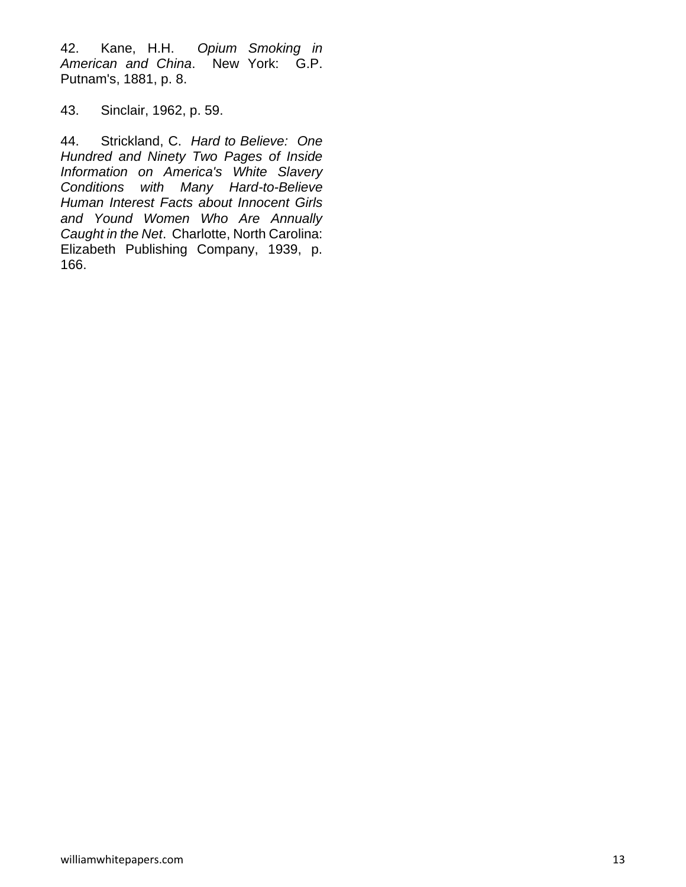42. Kane, H.H. *Opium Smoking in American and China*. New York: G.P. Putnam's, 1881, p. 8.

43. Sinclair, 1962, p. 59.

44. Strickland, C. *Hard to Believe: One Hundred and Ninety Two Pages of Inside Information on America's White Slavery Conditions with Many Hard-to-Believe Human Interest Facts about Innocent Girls and Yound Women Who Are Annually Caught in the Net*. Charlotte, North Carolina: Elizabeth Publishing Company, 1939, p. 166.